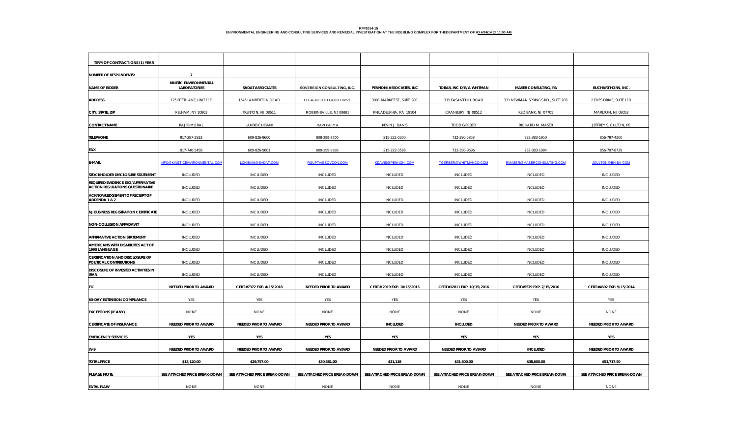**RFP2014-15**
**ENVIRONMENTAL ENGINEERING AND CONSULTING SERVICES AND REMEDIAL INVESTIGATION AT THE ROEBLING COMPLEX FOR THEDEPARTMENT OF HD 4/24/14 @ 11:00 AM**

| TERM OF CONTRACT: ONE (1) YEAR | | | | | | | |
|---|---|---|---|---|---|---|---|
| NUMBER OF RESPONDENTS: | 7 | | | | | | |
| NAME OF BIDDER | KINETIC ENVIRONMENTAL LABORATORIES | SADAT ASSOCIATES | SOVEREIGN CONSULTING, INC. | PENNONI ASSOCIATES, INC | TOBAR, INC D/B/A WHITMAN | MASER CONSULTING, PA | BUCHART HORN, INC. |
| ADDRESS | 125 FITFTH AVE, UNIT 11E | 1545 LAMBERTON ROAD | 111-A- NORTH GOLD DRIVE | 3001 MARKET ST., SUITE 200 | 7 PLEASANT HILL ROAD | 331 NEWMAN SPRINGS RD., SUITE 203 | 2 EVES DRIVE, SUITE 110 |
| CITY, STATE, ZIP | PELHAM, NY 10803 | TRENTON, NJ 08611 | ROBBINSVILLE, NJ 08691 | PHILADELPHIA, PA 19104 | CRANBURY, NJ 08512 | RED BANK, NJ 07701 | MARLTON, NJ 08053 |
| CONTACT NAME | RAJIB MORAL | LAHBIB CHIBANI | RAVI GUPTA | KEVIN J. DAVIS | TODD GERBER | RICHARD M. MASER | JEFFREY S. CULTON, PE |
| TELEPHONE | 917-287-2833 | 609-826-9600 | 609-259-8200 | 215-222-0300 | 732-390-5858 | 732-383-1950 | 856-797-4300 |
| FAX | 917-740-5459 | 609-826-9601 | 609-259-8288 | 215-222-3588 | 732-390-9696 | 732-383-1984 | 856-797-8739 |
| E-MAIL | INFO@KINETICENVIRONMENTAL.COM | LCHIBANI@SADAT.COM | RGUPTA@SOVCON.COM | KDAVIS@PENNONI.COM | TGERBER@WHITMANCO.COM | RMASER@MASERCONSULTING.COM | JCULTON@BH-BA.COM |
| STOCKHOLDER DISCLOSURE STATEMENT | INCLUDED | INCLUDED | INCLUDED | INCLUDED | INCLUDED | INCLUDED | INCLUDED |
| REQUIRED EVIDENCE EEO/AFFIRMATIVE ACTION REGULATIONS QUESTIONAIRE | INCLUDED | INCLUDED | INCLUDED | INCLUDED | INCLUDED | INCLUDED | INCLUDED |
| ACKNOWLEDGEMENT OF RECEIPT OF ADDENDA 1 & 2 | INCLUDED | INCLUDED | INCLUDED | INCLUDED | INCLUDED | INCLUDED | INCLUDED |
| NJ BUSINESS REGISTRATION CERTIFICATE | INCLUDED | INCLUDED | INCLUDED | INCLUDED | INCLUDED | INCLUDED | INCLUDED |
| NON-COLLUSION AFFADAVIT | INCLUDED | INCLUDED | INCLUDED | INCLUDED | INCLUDED | INCLUDED | INCLUDED |
| AFFIRMATIVE ACTION STATEMENT | INCLUDED | INCLUDED | INCLUDED | INCLUDED | INCLUDED | INCLUDED | INCLUDED |
| AMERICANS WITH DISABILITIES ACT OF 1990 LANGUAGE | INCLUDED | INCLUDED | INCLUDED | INCLUDED | INCLUDED | INCLUDED | INCLUDED |
| CERTIFICATION AND DISCLOSURE OF POLITICAL CONTRIBUTIONS | INCLUDED | INCLUDED | INCLUDED | INCLUDED | INCLUDED | INCLUDED | INCLUDED |
| DISCOSURE OF INVESTED ACTIVITIES IN IRAN | INCLUDED | INCLUDED | INCLUDED | INCLUDED | INCLUDED | INCLUDED | INCLUDED |
| EIC | NEEDED PRIOR TO AWARD | CERT #7372 EXP. 4/15/2018 | NEEDED PRIOR TO AWARD | CERT # 2919 EXP. 10/15/2015 | CERT #12811 EXP. 10/15/2016 | CERT #5579 EXP. 7/15/2016 | CERT #4602 EXP. 9/15/2014 |
| 60-DAY EXTENSION COMPLIANCE | YES | YES | YES | YES | YES | YES | YES |
| EXCEPTIONS (IF ANY) | NONE | NONE | NONE | NONE | NONE | NONE | NONE |
| CERTIFICATE OF INSURANCE | NEEDED PRIOR TO AWARD | NEEDED PRIOR TO AWARD | NEEDED PRIOR TO AWARD | INCLUDED | INCLUDED | NEEDED PRIOR TO AWARD | NEEDED PRIOR TO AWARD |
| EMERGENCY SERVICES | YES | YES | YES | YES | YES | YES | YES |
| W-9 | NEEDED PRIOR TO AWARD | NEEDED PRIOR TO AWARD | NEEDED PRIOR TO AWARD | NEEDED PRIOR TO AWARD | NEEDED PRIOR TO AWARD | INCLUDED | NEEDED PRIOR TO AWARD |
| TOTAL PRICE | $13,120.00 | $29,757.00 | $30,681.00 | $31,119 | $31,600.00 | $38,600.00 | $51,717.50 |
| PLEASE NOTE | SEE ATTACHED PRICE BREAK-DOWN | SEE ATTACHED PRICE BREAK-DOWN | SEE ATTACHED PRICE BREAK-DOWN | SEE ATTACHED PRICE BREAK-DOWN | SEE ATTACHED PRICE BREAK-DOWN | SEE ATTACHED PRICE BREAK-DOWN | SEE ATTACHED PRICE BREAK-DOWN |
| FATAL FLAW | NONE | NONE | NONE | NONE | NONE | NONE | NONE |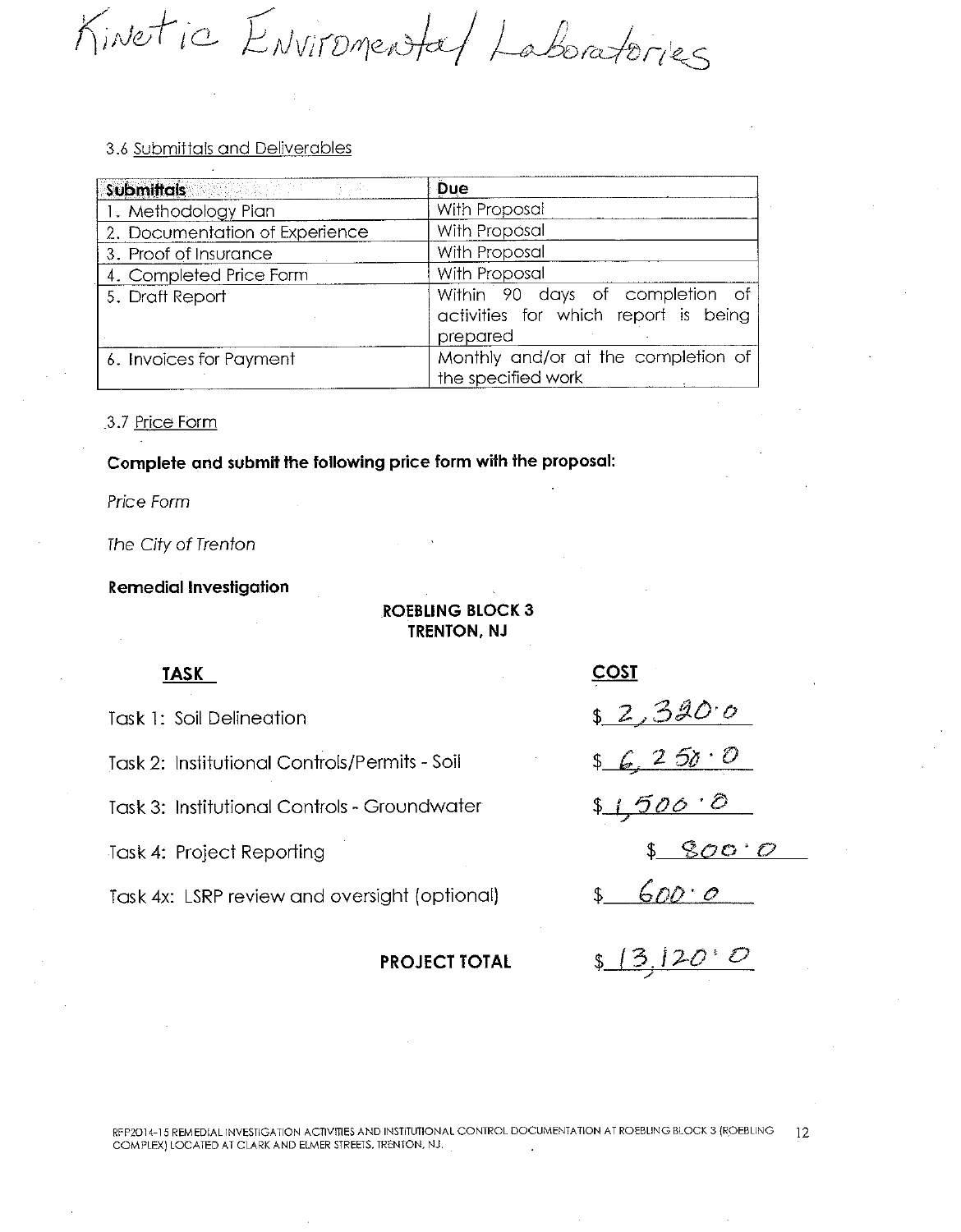Kinetic Environmental Laboratories

3.6 Submittals and Deliverables

| Submittals | Due |
|---|---|
| 1. Methodology Plan | With Proposal |
| 2. Documentation of Experience | With Proposal |
| 3. Proof of Insurance | With Proposal |
| 4. Completed Price Form | With Proposal |
| 5. Draft Report | Within 90 days of completion of activities for which report is being prepared |
| 6. Invoices for Payment | Monthly and/or at the completion of the specified work |

3.7 Price Form

**Complete and submit the following price form with the proposal:**

*Price Form*

*The City of Trenton*

**Remedial Investigation**

**ROEBLING BLOCK 3**
**TRENTON, NJ**

| TASK | COST |
|---|---|
| Task 1: Soil Delineation | $ 2,320.0 |
| Task 2: Institutional Controls/Permits - Soil | $ 6,250.0 |
| Task 3: Institutional Controls - Groundwater | $ 1,500.0 |
| Task 4: Project Reporting | $ 800.0 |
| Task 4x: LSRP review and oversight (optional) | $ 600.0 |
| **PROJECT TOTAL** | $ 13,120.0 |

RFP2014-15 REMEDIAL INVESTIGATION ACTIVITIES AND INSTITUTIONAL CONTROL DOCUMENTATION AT ROEBLING BLOCK 3 (ROEBLING COMPLEX) LOCATED AT CLARK AND ELMER STREETS, TRENTON, NJ.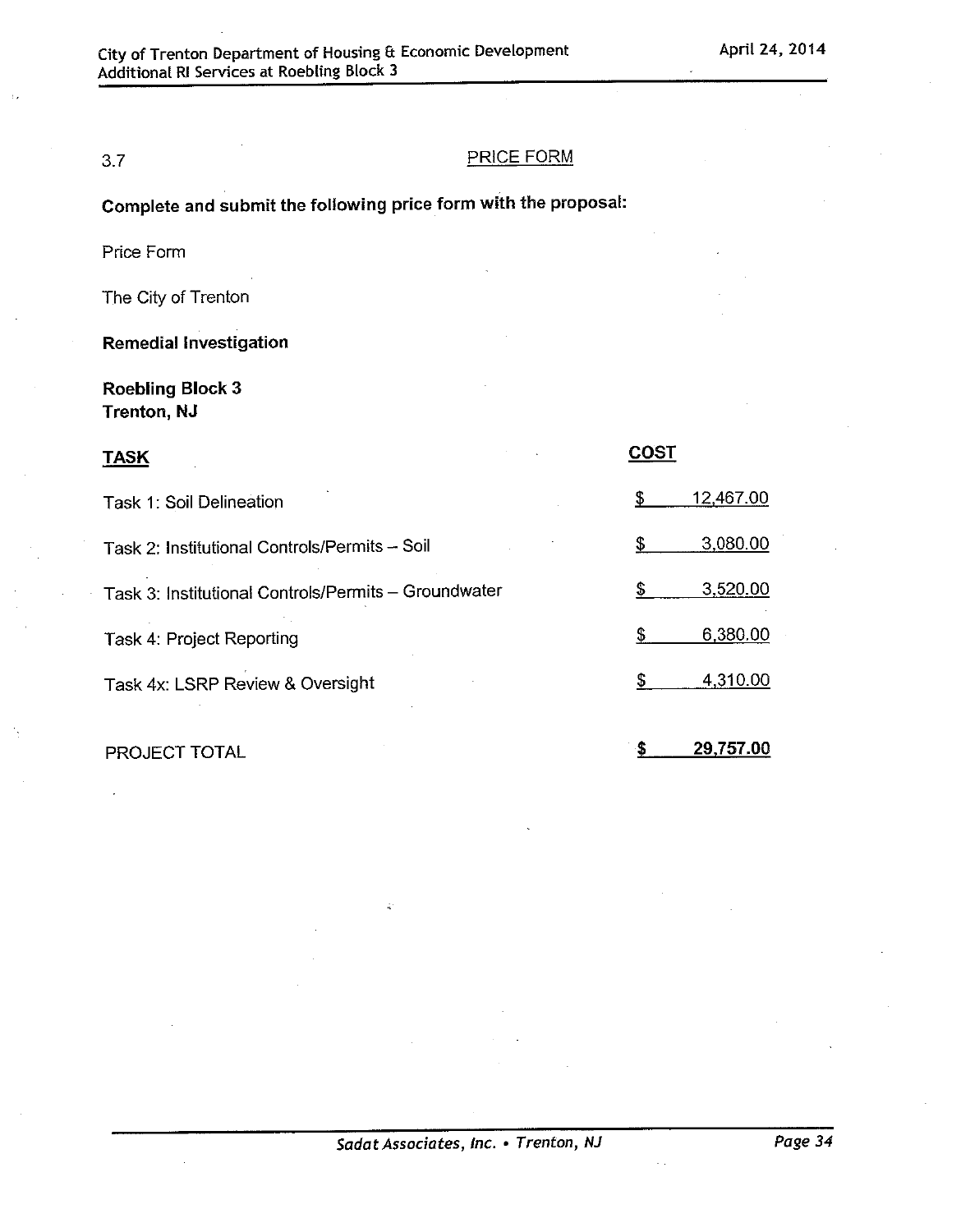3.7 PRICE FORM

**Complete and submit the following price form with the proposal:**

Price Form

The City of Trenton

**Remedial Investigation**

**Roebling Block 3**
**Trenton, NJ**

| **TASK** | **COST** |
|---|---|
| Task 1: Soil Delineation | $ 12,467.00 |
| Task 2: Institutional Controls/Permits – Soil | $ 3,080.00 |
| Task 3: Institutional Controls/Permits – Groundwater | $ 3,520.00 |
| Task 4: Project Reporting | $ 6,380.00 |
| Task 4x: LSRP Review & Oversight | $ 4,310.00 |
| PROJECT TOTAL | **$ 29,757.00** |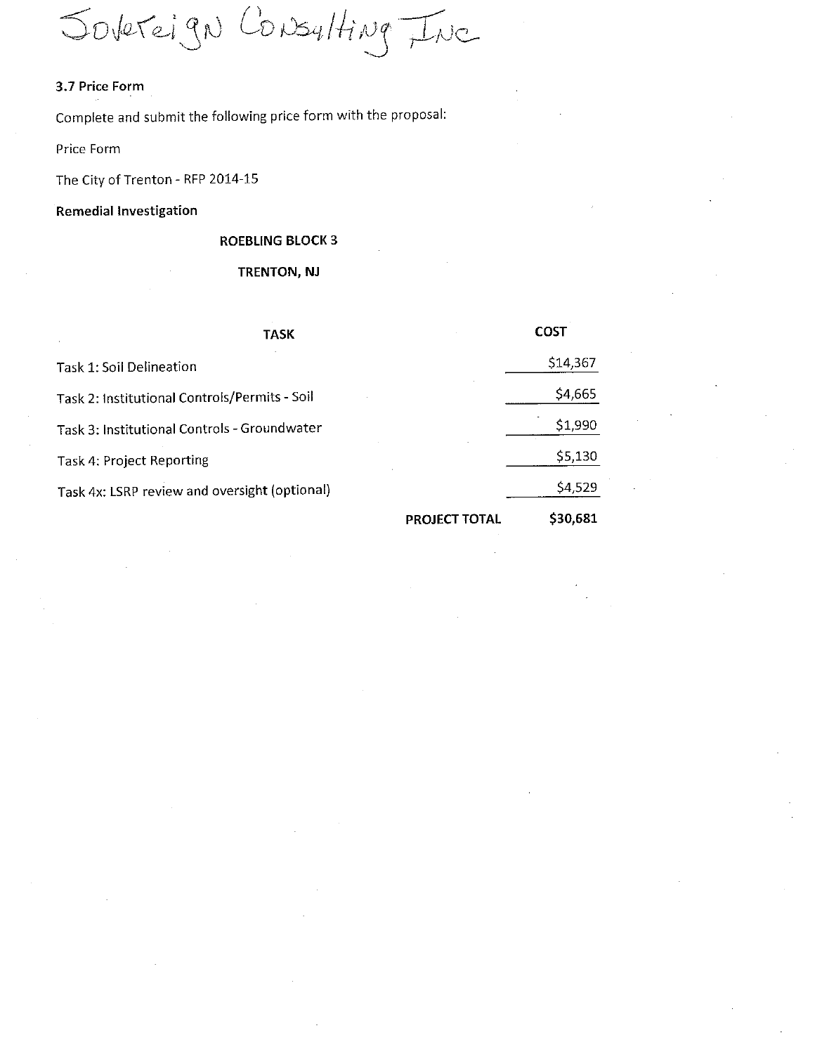Sovereign Consulting Inc

### 3.7 Price Form

Complete and submit the following price form with the proposal:

Price Form

The City of Trenton - RFP 2014-15

**Remedial Investigation**

**ROEBLING BLOCK 3**

**TRENTON, NJ**

| TASK | COST |
|---|---|
| Task 1: Soil Delineation | $14,367 |
| Task 2: Institutional Controls/Permits - Soil | $4,665 |
| Task 3: Institutional Controls - Groundwater | $1,990 |
| Task 4: Project Reporting | $5,130 |
| Task 4x: LSRP review and oversight (optional) | $4,529 |
| **PROJECT TOTAL** | **$30,681** |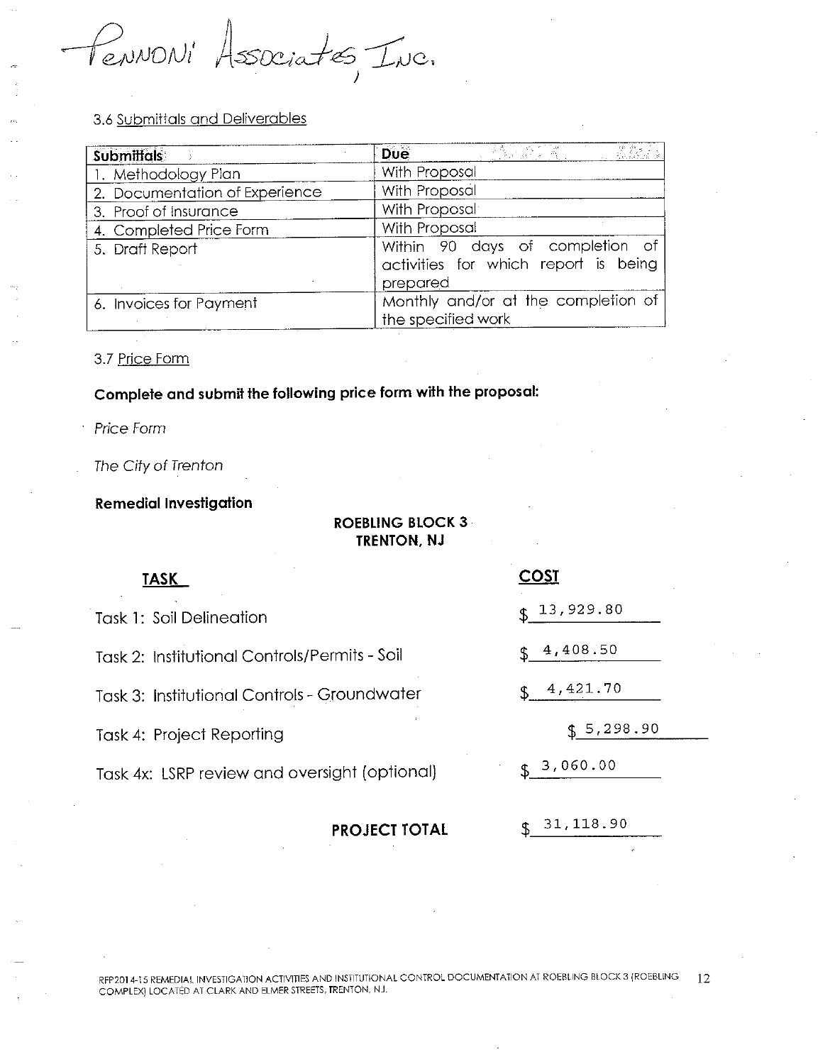Pennoni Associates, Inc.

3.6 Submittals and Deliverables

| Submittals | Due |
|---|---|
| 1. Methodology Plan | With Proposal |
| 2. Documentation of Experience | With Proposal |
| 3. Proof of Insurance | With Proposal |
| 4. Completed Price Form | With Proposal |
| 5. Draft Report | Within 90 days of completion of activities for which report is being prepared |
| 6. Invoices for Payment | Monthly and/or at the completion of the specified work |

3.7 Price Form

**Complete and submit the following price form with the proposal:**

*Price Form*

*The City of Trenton*

**Remedial Investigation**

**ROEBLING BLOCK 3**
**TRENTON, NJ**

| TASK | COST |
|---|---|
| Task 1: Soil Delineation | $ 13,929.80 |
| Task 2: Institutional Controls/Permits - Soil | $ 4,408.50 |
| Task 3: Institutional Controls - Groundwater | $ 4,421.70 |
| Task 4: Project Reporting | $ 5,298.90 |
| Task 4x: LSRP review and oversight (optional) | $ 3,060.00 |
| **PROJECT TOTAL** | $ 31,118.90 |

RFP2014-15 REMEDIAL INVESTIGATION ACTIVITIES AND INSTITUTIONAL CONTROL DOCUMENTATION AT ROEBLING BLOCK 3 (ROEBLING COMPLEX) LOCATED AT CLARK AND ELMER STREETS, TRENTON, NJ.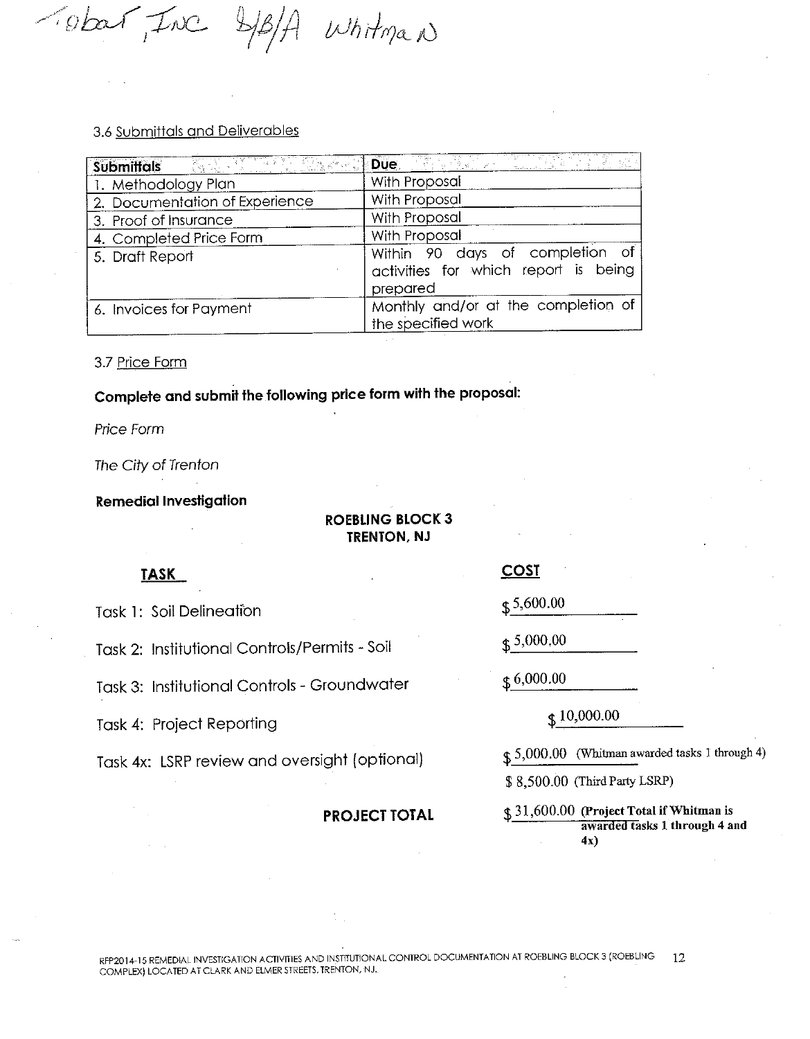Tobar, Inc D/B/A Whitman

3.6 Submittals and Deliverables

| Submittals | Due |
|---|---|
| 1. Methodology Plan | With Proposal |
| 2. Documentation of Experience | With Proposal |
| 3. Proof of Insurance | With Proposal |
| 4. Completed Price Form | With Proposal |
| 5. Draft Report | Within 90 days of completion of activities for which report is being prepared |
| 6. Invoices for Payment | Monthly and/or at the completion of the specified work |

3.7 Price Form

**Complete and submit the following price form with the proposal:**

*Price Form*

*The City of Trenton*

**Remedial Investigation**

**ROEBLING BLOCK 3**
**TRENTON, NJ**

| TASK | COST |
|---|---|
| Task 1: Soil Delineation | $5,600.00 |
| Task 2: Institutional Controls/Permits - Soil | $5,000.00 |
| Task 3: Institutional Controls - Groundwater | $6,000.00 |
| Task 4: Project Reporting | $10,000.00 |
| Task 4x: LSRP review and oversight (optional) | $5,000.00 (Whitman awarded tasks 1 through 4)<br>$ 8,500.00 (Third Party LSRP) |
| **PROJECT TOTAL** | $31,600.00 **(Project Total if Whitman is awarded tasks 1 through 4 and 4x)** |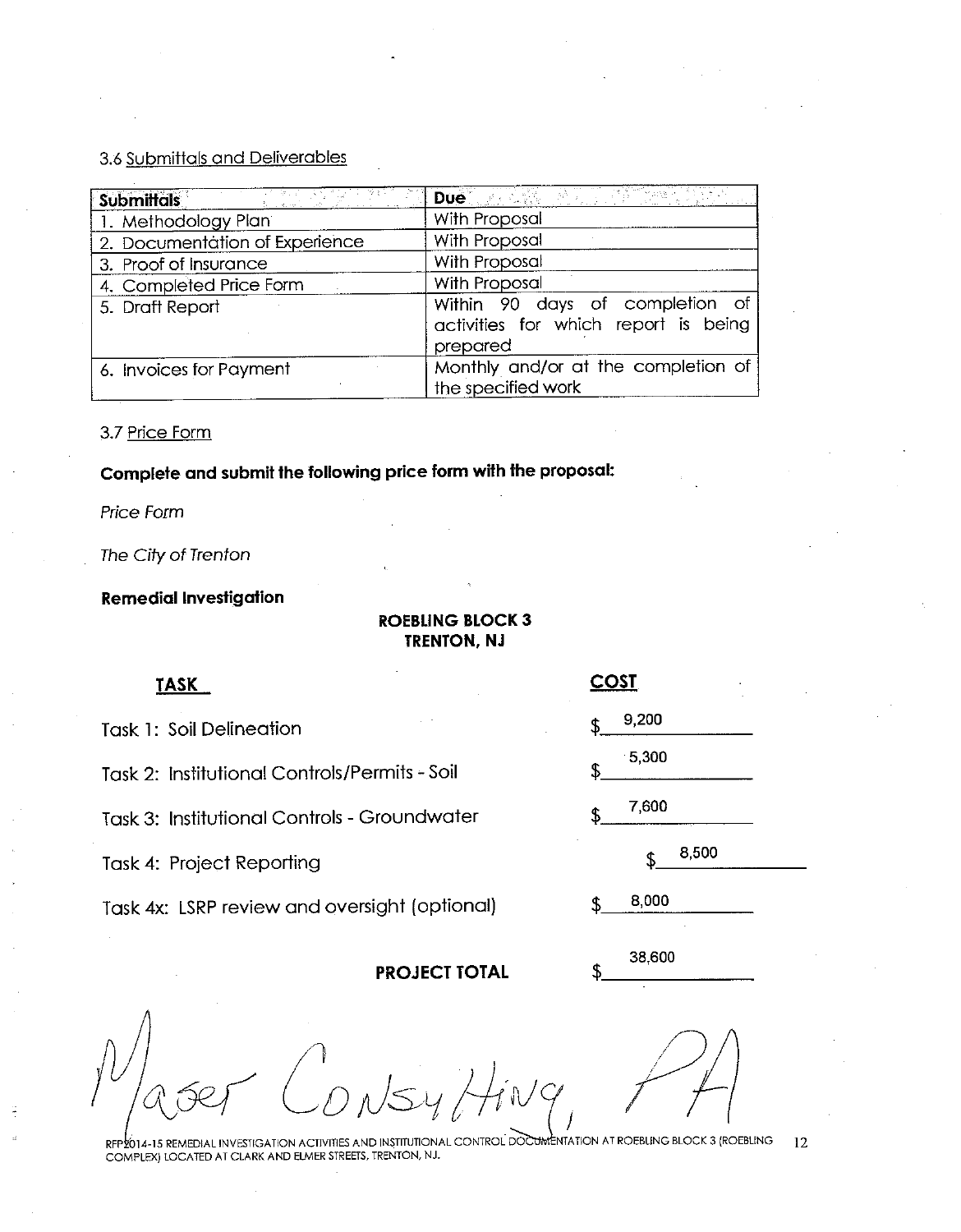### 3.6 Submittals and Deliverables

| Submittals | Due |
|---|---|
| 1. Methodology Plan | With Proposal |
| 2. Documentation of Experience | With Proposal |
| 3. Proof of Insurance | With Proposal |
| 4. Completed Price Form | With Proposal |
| 5. Draft Report | Within 90 days of completion of activities for which report is being prepared |
| 6. Invoices for Payment | Monthly and/or at the completion of the specified work |

### 3.7 Price Form

**Complete and submit the following price form with the proposal:**

*Price Form*

*The City of Trenton*

**Remedial Investigation**

**ROEBLING BLOCK 3**
**TRENTON, NJ**

| TASK | COST |
|---|---|
| Task 1: Soil Delineation | $ 9,200 |
| Task 2: Institutional Controls/Permits - Soil | $ 5,300 |
| Task 3: Institutional Controls - Groundwater | $ 7,600 |
| Task 4: Project Reporting | $ 8,500 |
| Task 4x: LSRP review and oversight (optional) | $ 8,000 |
| **PROJECT TOTAL** | $ 38,600 |

Maser Consulting, PA

RFP 2014-15 REMEDIAL INVESTIGATION ACTIVITIES AND INSTITUTIONAL CONTROL DOCUMENTATION AT ROEBLING BLOCK 3 (ROEBLING COMPLEX) LOCATED AT CLARK AND ELMER STREETS, TRENTON, NJ.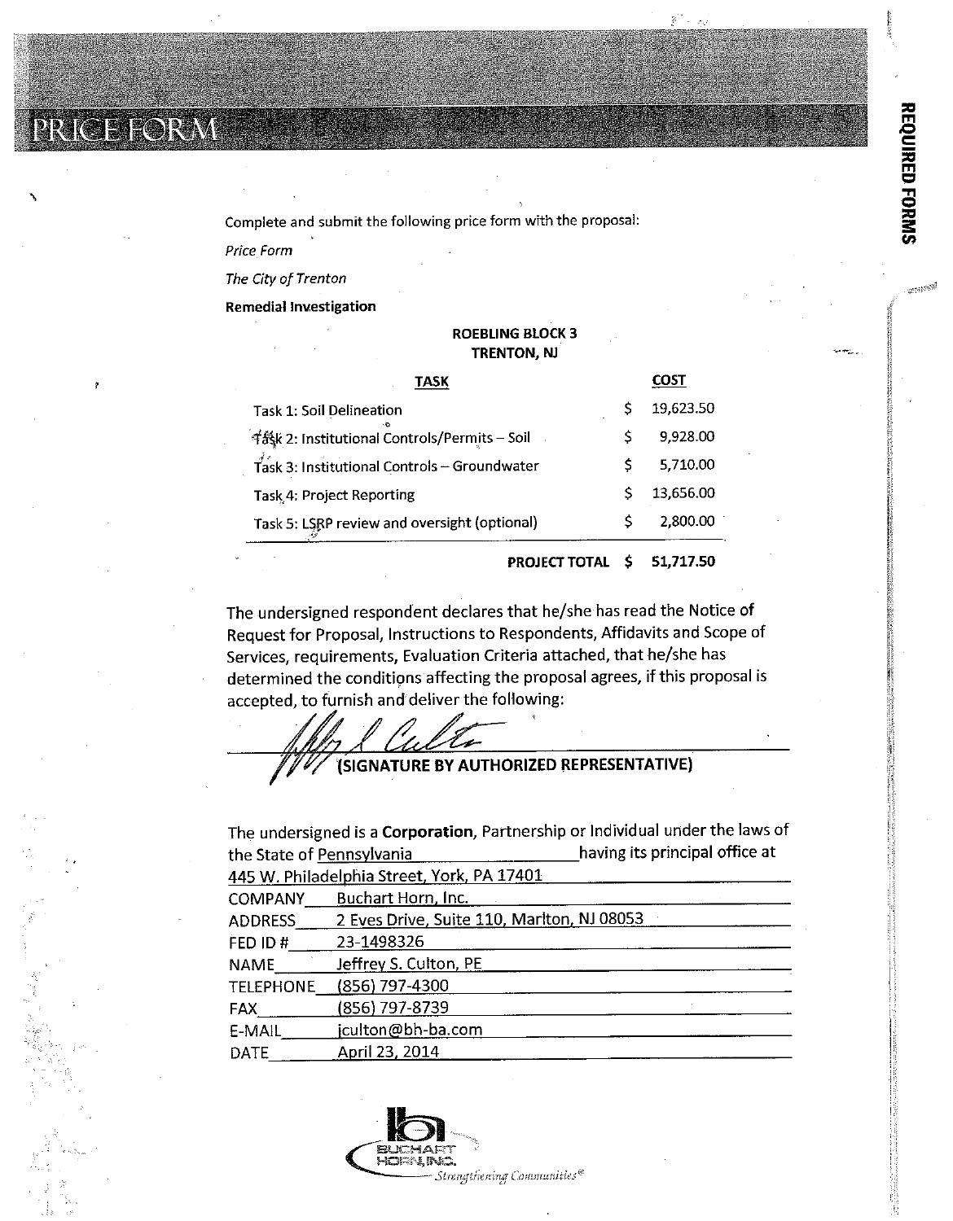# PRICE FORM

**REQUIRED FORMS**

Complete and submit the following price form with the proposal:

*Price Form*

*The City of Trenton*

**Remedial Investigation**

**ROEBLING BLOCK 3**
**TRENTON, NJ**

| TASK | | COST |
|---|---|---|
| Task 1: Soil Delineation | $ | 19,623.50 |
| Task 2: Institutional Controls/Permits – Soil | $ | 9,928.00 |
| Task 3: Institutional Controls – Groundwater | $ | 5,710.00 |
| Task 4: Project Reporting | $ | 13,656.00 |
| Task 5: LSRP review and oversight (optional) | $ | 2,800.00 |
| **PROJECT TOTAL** | **$** | **51,717.50** |

The undersigned respondent declares that he/she has read the Notice of Request for Proposal, Instructions to Respondents, Affidavits and Scope of Services, requirements, Evaluation Criteria attached, that he/she has determined the conditions affecting the proposal agrees, if this proposal is accepted, to furnish and deliver the following:

**(SIGNATURE BY AUTHORIZED REPRESENTATIVE)**

The undersigned is a **Corporation**, Partnership or Individual under the laws of the State of Pennsylvania having its principal office at 445 W. Philadelphia Street, York, PA 17401

COMPANY Buchart Horn, Inc.
ADDRESS 2 Eves Drive, Suite 110, Marlton, NJ 08053
FED ID # 23-1498326
NAME Jeffrey S. Culton, PE
TELEPHONE (856) 797-4300
FAX (856) 797-8739
E-MAIL jculton@bh-ba.com
DATE April 23, 2014

BUCHART HORN, INC.
*Strengthening Communities®*